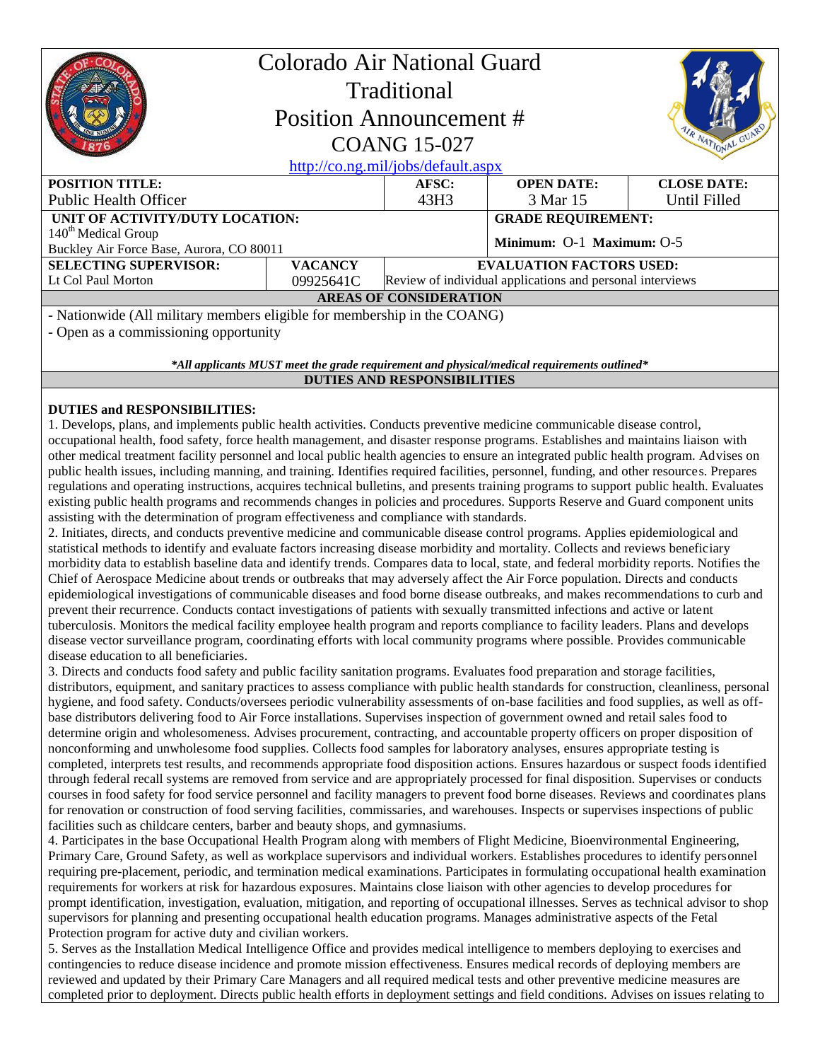# Colorado Air National Guard
## Traditional
## Position Announcement # COANG 15-027

http://co.ng.mil/jobs/default.aspx

| POSITION TITLE: | | AFSC: | OPEN DATE: | CLOSE DATE: |
|---|---|---|---|---|
| Public Health Officer | | 43H3 | 3 Mar 15 | Until Filled |
| **UNIT OF ACTIVITY/DUTY LOCATION:** 140th Medical Group Buckley Air Force Base, Aurora, CO 80011 | | | **GRADE REQUIREMENT:** Minimum: O-1 Maximum: O-5 | |
| **SELECTING SUPERVISOR:** | **VACANCY** | **EVALUATION FACTORS USED:** | | |
| Lt Col Paul Morton | 09925641C | Review of individual applications and personal interviews | | |

**AREAS OF CONSIDERATION**

- Nationwide (All military members eligible for membership in the COANG)
- Open as a commissioning opportunity

***All applicants MUST meet the grade requirement and physical/medical requirements outlined***

**DUTIES AND RESPONSIBILITIES**

**DUTIES and RESPONSIBILITIES:**

1. Develops, plans, and implements public health activities. Conducts preventive medicine communicable disease control, occupational health, food safety, force health management, and disaster response programs. Establishes and maintains liaison with other medical treatment facility personnel and local public health agencies to ensure an integrated public health program. Advises on public health issues, including manning, and training. Identifies required facilities, personnel, funding, and other resources. Prepares regulations and operating instructions, acquires technical bulletins, and presents training programs to support public health. Evaluates existing public health programs and recommends changes in policies and procedures. Supports Reserve and Guard component units assisting with the determination of program effectiveness and compliance with standards.
2. Initiates, directs, and conducts preventive medicine and communicable disease control programs. Applies epidemiological and statistical methods to identify and evaluate factors increasing disease morbidity and mortality. Collects and reviews beneficiary morbidity data to establish baseline data and identify trends. Compares data to local, state, and federal morbidity reports. Notifies the Chief of Aerospace Medicine about trends or outbreaks that may adversely affect the Air Force population. Directs and conducts epidemiological investigations of communicable diseases and food borne disease outbreaks, and makes recommendations to curb and prevent their recurrence. Conducts contact investigations of patients with sexually transmitted infections and active or latent tuberculosis. Monitors the medical facility employee health program and reports compliance to facility leaders. Plans and develops disease vector surveillance program, coordinating efforts with local community programs where possible. Provides communicable disease education to all beneficiaries.
3. Directs and conducts food safety and public facility sanitation programs. Evaluates food preparation and storage facilities, distributors, equipment, and sanitary practices to assess compliance with public health standards for construction, cleanliness, personal hygiene, and food safety. Conducts/oversees periodic vulnerability assessments of on-base facilities and food supplies, as well as off-base distributors delivering food to Air Force installations. Supervises inspection of government owned and retail sales food to determine origin and wholesomeness. Advises procurement, contracting, and accountable property officers on proper disposition of nonconforming and unwholesome food supplies. Collects food samples for laboratory analyses, ensures appropriate testing is completed, interprets test results, and recommends appropriate food disposition actions. Ensures hazardous or suspect foods identified through federal recall systems are removed from service and are appropriately processed for final disposition. Supervises or conducts courses in food safety for food service personnel and facility managers to prevent food borne diseases. Reviews and coordinates plans for renovation or construction of food serving facilities, commissaries, and warehouses. Inspects or supervises inspections of public facilities such as childcare centers, barber and beauty shops, and gymnasiums.
4. Participates in the base Occupational Health Program along with members of Flight Medicine, Bioenvironmental Engineering, Primary Care, Ground Safety, as well as workplace supervisors and individual workers. Establishes procedures to identify personnel requiring pre-placement, periodic, and termination medical examinations. Participates in formulating occupational health examination requirements for workers at risk for hazardous exposures. Maintains close liaison with other agencies to develop procedures for prompt identification, investigation, evaluation, mitigation, and reporting of occupational illnesses. Serves as technical advisor to shop supervisors for planning and presenting occupational health education programs. Manages administrative aspects of the Fetal Protection program for active duty and civilian workers.
5. Serves as the Installation Medical Intelligence Office and provides medical intelligence to members deploying to exercises and contingencies to reduce disease incidence and promote mission effectiveness. Ensures medical records of deploying members are reviewed and updated by their Primary Care Managers and all required medical tests and other preventive medicine measures are completed prior to deployment. Directs public health efforts in deployment settings and field conditions. Advises on issues relating to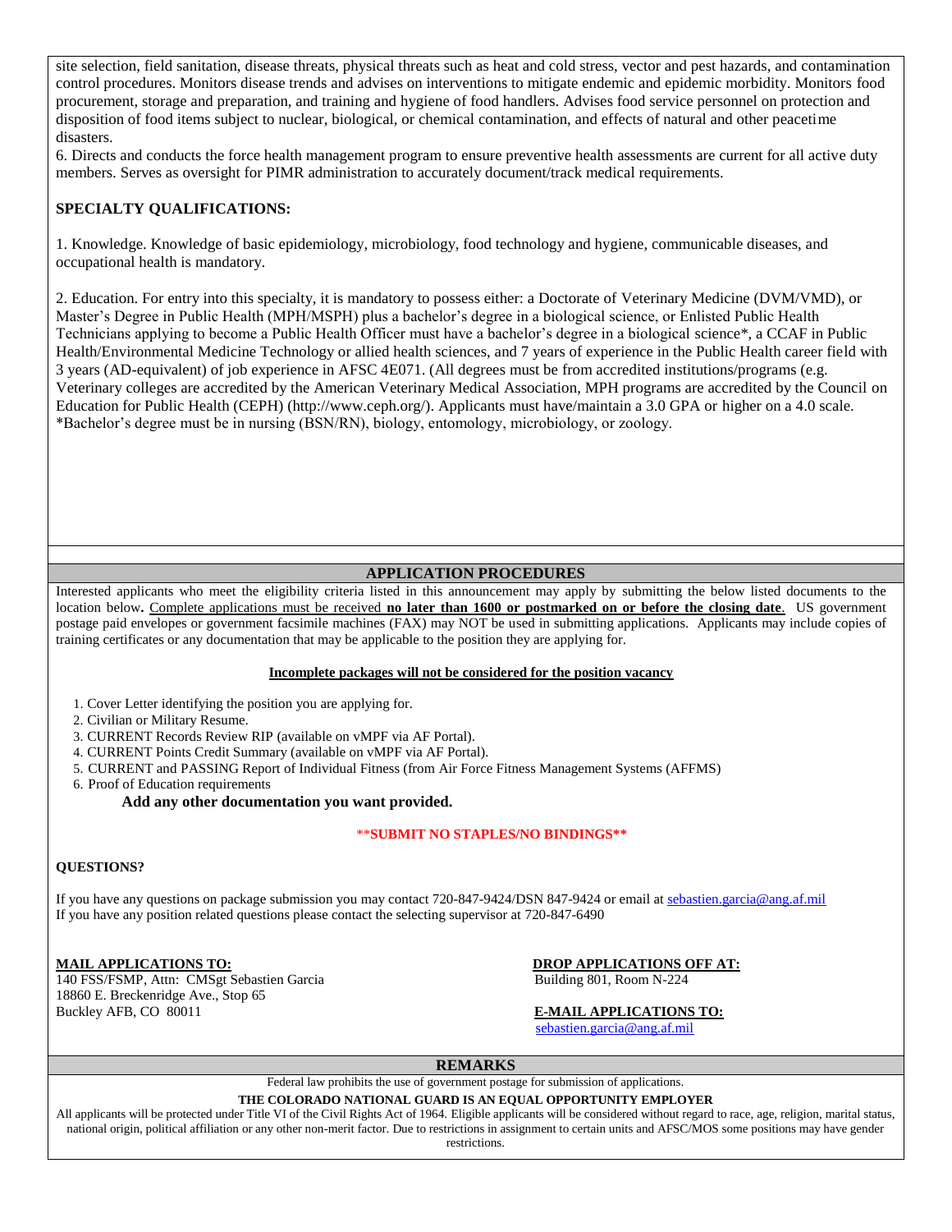site selection, field sanitation, disease threats, physical threats such as heat and cold stress, vector and pest hazards, and contamination control procedures. Monitors disease trends and advises on interventions to mitigate endemic and epidemic morbidity. Monitors food procurement, storage and preparation, and training and hygiene of food handlers. Advises food service personnel on protection and disposition of food items subject to nuclear, biological, or chemical contamination, and effects of natural and other peacetime disasters.

6. Directs and conducts the force health management program to ensure preventive health assessments are current for all active duty members. Serves as oversight for PIMR administration to accurately document/track medical requirements.

**SPECIALTY QUALIFICATIONS:**

1. Knowledge. Knowledge of basic epidemiology, microbiology, food technology and hygiene, communicable diseases, and occupational health is mandatory.

2. Education. For entry into this specialty, it is mandatory to possess either: a Doctorate of Veterinary Medicine (DVM/VMD), or Master's Degree in Public Health (MPH/MSPH) plus a bachelor's degree in a biological science, or Enlisted Public Health Technicians applying to become a Public Health Officer must have a bachelor's degree in a biological science*, a CCAF in Public Health/Environmental Medicine Technology or allied health sciences, and 7 years of experience in the Public Health career field with 3 years (AD-equivalent) of job experience in AFSC 4E071. (All degrees must be from accredited institutions/programs (e.g. Veterinary colleges are accredited by the American Veterinary Medical Association, MPH programs are accredited by the Council on Education for Public Health (CEPH) (http://www.ceph.org/). Applicants must have/maintain a 3.0 GPA or higher on a 4.0 scale.
*Bachelor's degree must be in nursing (BSN/RN), biology, entomology, microbiology, or zoology.

## APPLICATION PROCEDURES

Interested applicants who meet the eligibility criteria listed in this announcement may apply by submitting the below listed documents to the location below**.** Complete applications must be received **no later than 1600 or postmarked on or before the closing date**. US government postage paid envelopes or government facsimile machines (FAX) may NOT be used in submitting applications. Applicants may include copies of training certificates or any documentation that may be applicable to the position they are applying for.

**Incomplete packages will not be considered for the position vacancy**

1. Cover Letter identifying the position you are applying for.
2. Civilian or Military Resume.
3. CURRENT Records Review RIP (available on vMPF via AF Portal).
4. CURRENT Points Credit Summary (available on vMPF via AF Portal).
5. CURRENT and PASSING Report of Individual Fitness (from Air Force Fitness Management Systems (AFFMS)
6. Proof of Education requirements

**Add any other documentation you want provided.**

****SUBMIT NO STAPLES/NO BINDINGS****

**QUESTIONS?**

If you have any questions on package submission you may contact 720-847-9424/DSN 847-9424 or email at sebastien.garcia@ang.af.mil
If you have any position related questions please contact the selecting supervisor at 720-847-6490

**MAIL APPLICATIONS TO:**
140 FSS/FSMP, Attn: CMSgt Sebastien Garcia
18860 E. Breckenridge Ave., Stop 65
Buckley AFB, CO 80011

**DROP APPLICATIONS OFF AT:**
Building 801, Room N-224

**E-MAIL APPLICATIONS TO:**
sebastien.garcia@ang.af.mil

## REMARKS

Federal law prohibits the use of government postage for submission of applications.

**THE COLORADO NATIONAL GUARD IS AN EQUAL OPPORTUNITY EMPLOYER**

All applicants will be protected under Title VI of the Civil Rights Act of 1964. Eligible applicants will be considered without regard to race, age, religion, marital status, national origin, political affiliation or any other non-merit factor. Due to restrictions in assignment to certain units and AFSC/MOS some positions may have gender restrictions.